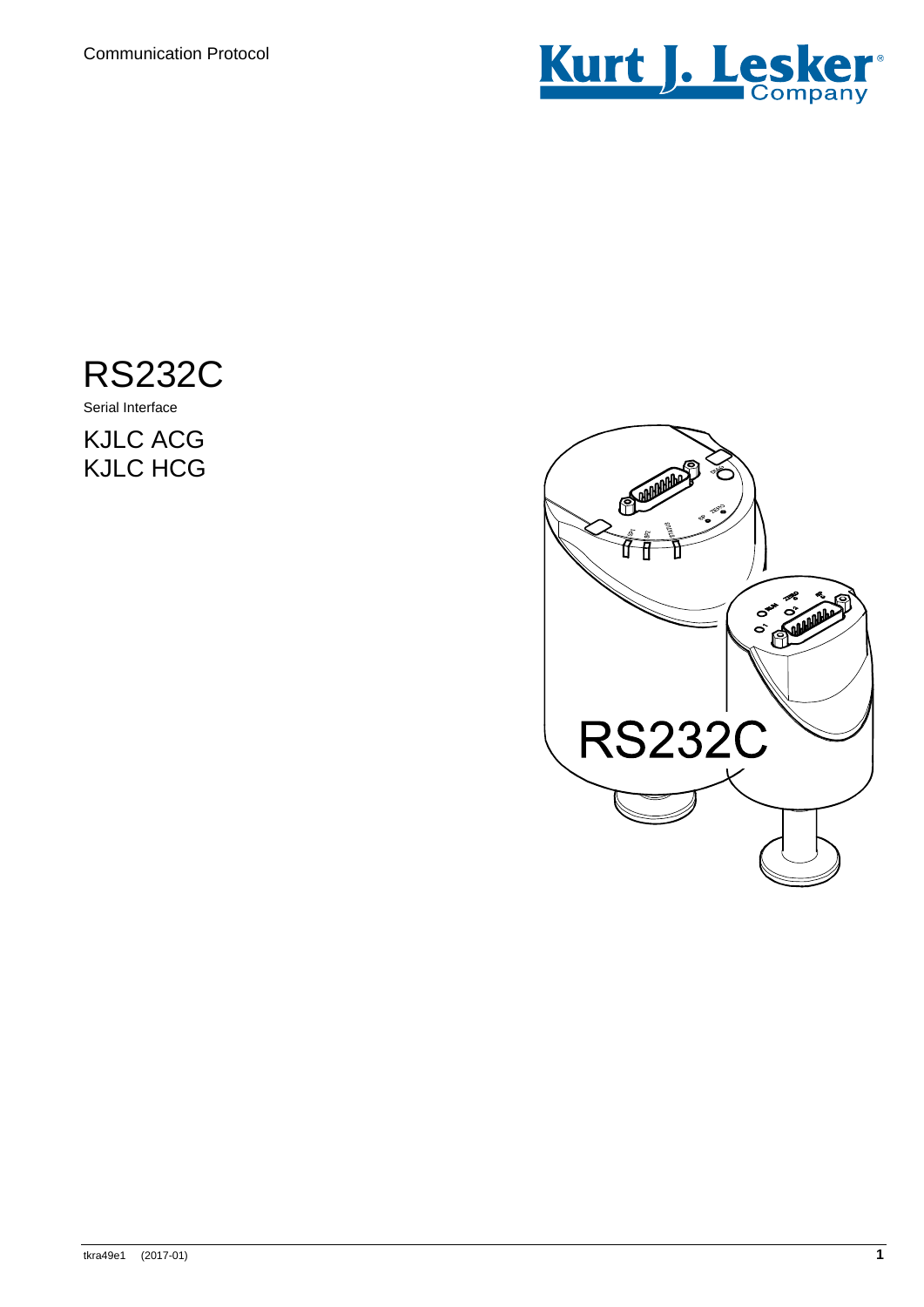Communication Protocol

Kurt J. Lesker Company

# RS232C

Serial Interface

## KJLC ACG
## KJLC HCG

RS232C

tkra49e1 (2017-01)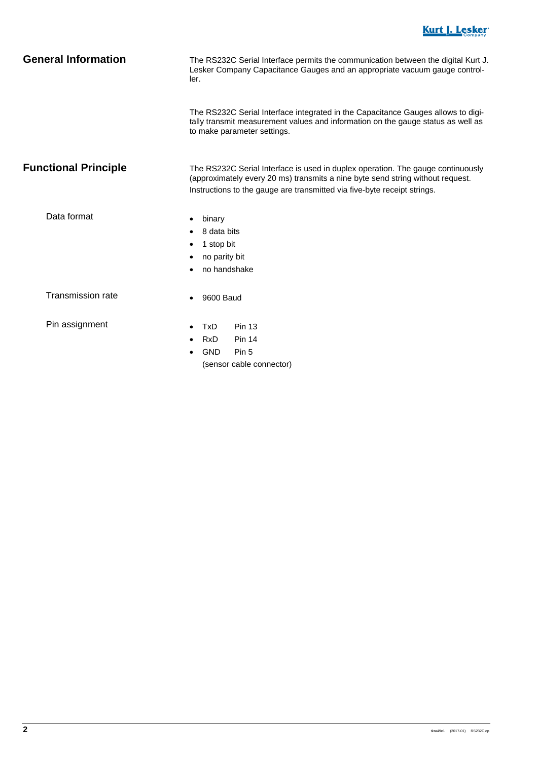## General Information

The RS232C Serial Interface permits the communication between the digital Kurt J. Lesker Company Capacitance Gauges and an appropriate vacuum gauge controller.

The RS232C Serial Interface integrated in the Capacitance Gauges allows to digitally transmit measurement values and information on the gauge status as well as to make parameter settings.

## Functional Principle

The RS232C Serial Interface is used in duplex operation. The gauge continuously (approximately every 20 ms) transmits a nine byte send string without request. Instructions to the gauge are transmitted via five-byte receipt strings.

### Data format

- binary
- 8 data bits
- 1 stop bit
- no parity bit
- no handshake

### Transmission rate

- 9600 Baud

### Pin assignment

- TxD Pin 13
- RxD Pin 14
- GND Pin 5

(sensor cable connector)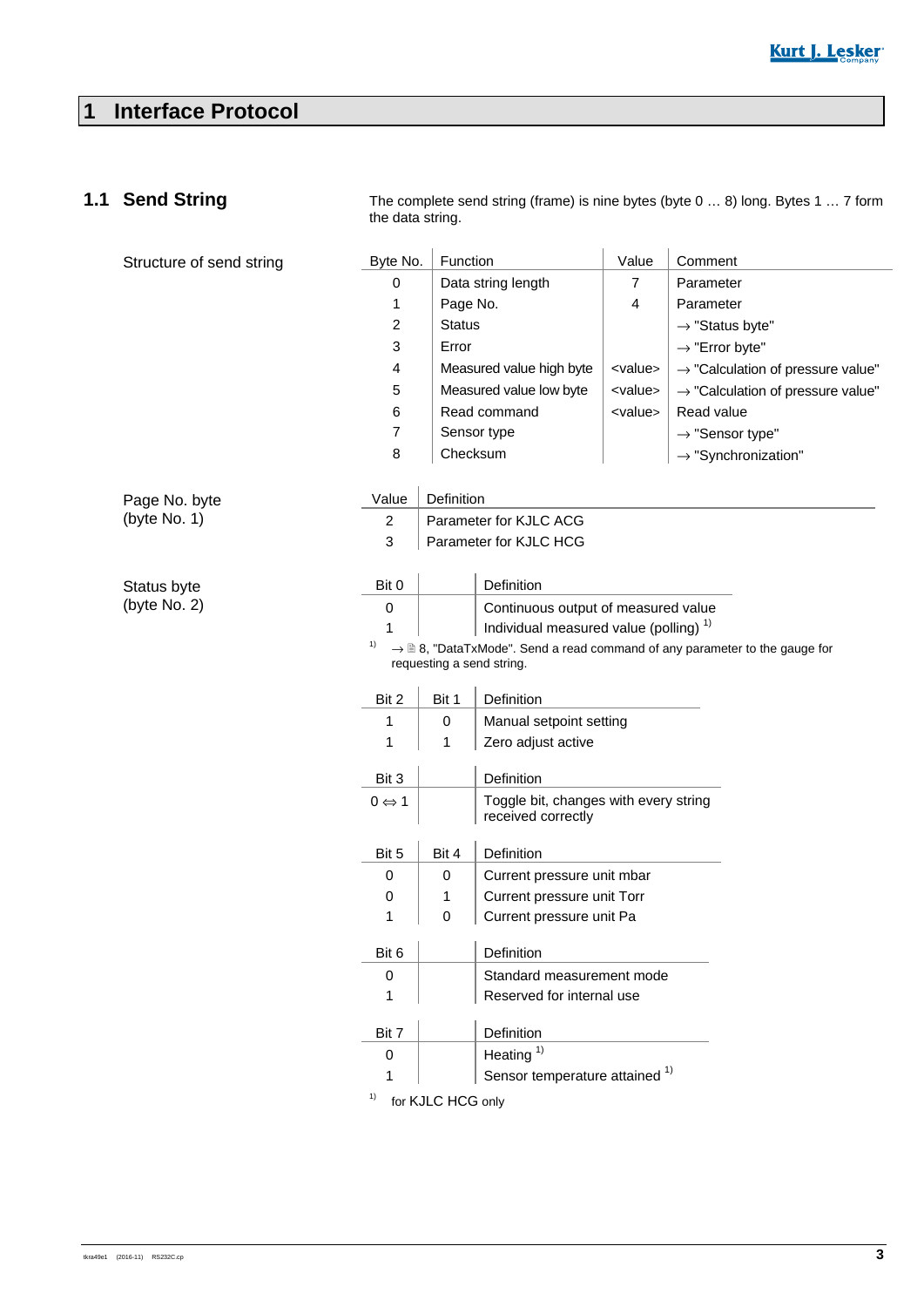# 1 Interface Protocol

## 1.1 Send String

The complete send string (frame) is nine bytes (byte 0 … 8) long. Bytes 1 … 7 form the data string.

Structure of send string

| Byte No. | Function | Value | Comment |
|---|---|---|---|
| 0 | Data string length | 7 | Parameter |
| 1 | Page No. | 4 | Parameter |
| 2 | Status | | → "Status byte" |
| 3 | Error | | → "Error byte" |
| 4 | Measured value high byte | <value> | → "Calculation of pressure value" |
| 5 | Measured value low byte | <value> | → "Calculation of pressure value" |
| 6 | Read command | <value> | Read value |
| 7 | Sensor type | | → "Sensor type" |
| 8 | Checksum | | → "Synchronization" |

Page No. byte (byte No. 1)

| Value | Definition |
|---|---|
| 2 | Parameter for KJLC ACG |
| 3 | Parameter for KJLC HCG |

Status byte (byte No. 2)

| Bit 0 | | Definition |
|---|---|---|
| 0 | | Continuous output of measured value |
| 1 | | Individual measured value (polling) [1] |

[1] → 🗎 8, "DataTxMode". Send a read command of any parameter to the gauge for requesting a send string.

| Bit 2 | Bit 1 | Definition |
|---|---|---|
| 1 | 0 | Manual setpoint setting |
| 1 | 1 | Zero adjust active |

| Bit 3 | | Definition |
|---|---|---|
| 0 ⇔ 1 | | Toggle bit, changes with every string received correctly |

| Bit 5 | Bit 4 | Definition |
|---|---|---|
| 0 | 0 | Current pressure unit mbar |
| 0 | 1 | Current pressure unit Torr |
| 1 | 0 | Current pressure unit Pa |

| Bit 6 | | Definition |
|---|---|---|
| 0 | | Standard measurement mode |
| 1 | | Reserved for internal use |

| Bit 7 | | Definition |
|---|---|---|
| 0 | | Heating [1] |
| 1 | | Sensor temperature attained [1] |

[1] for KJLC HCG only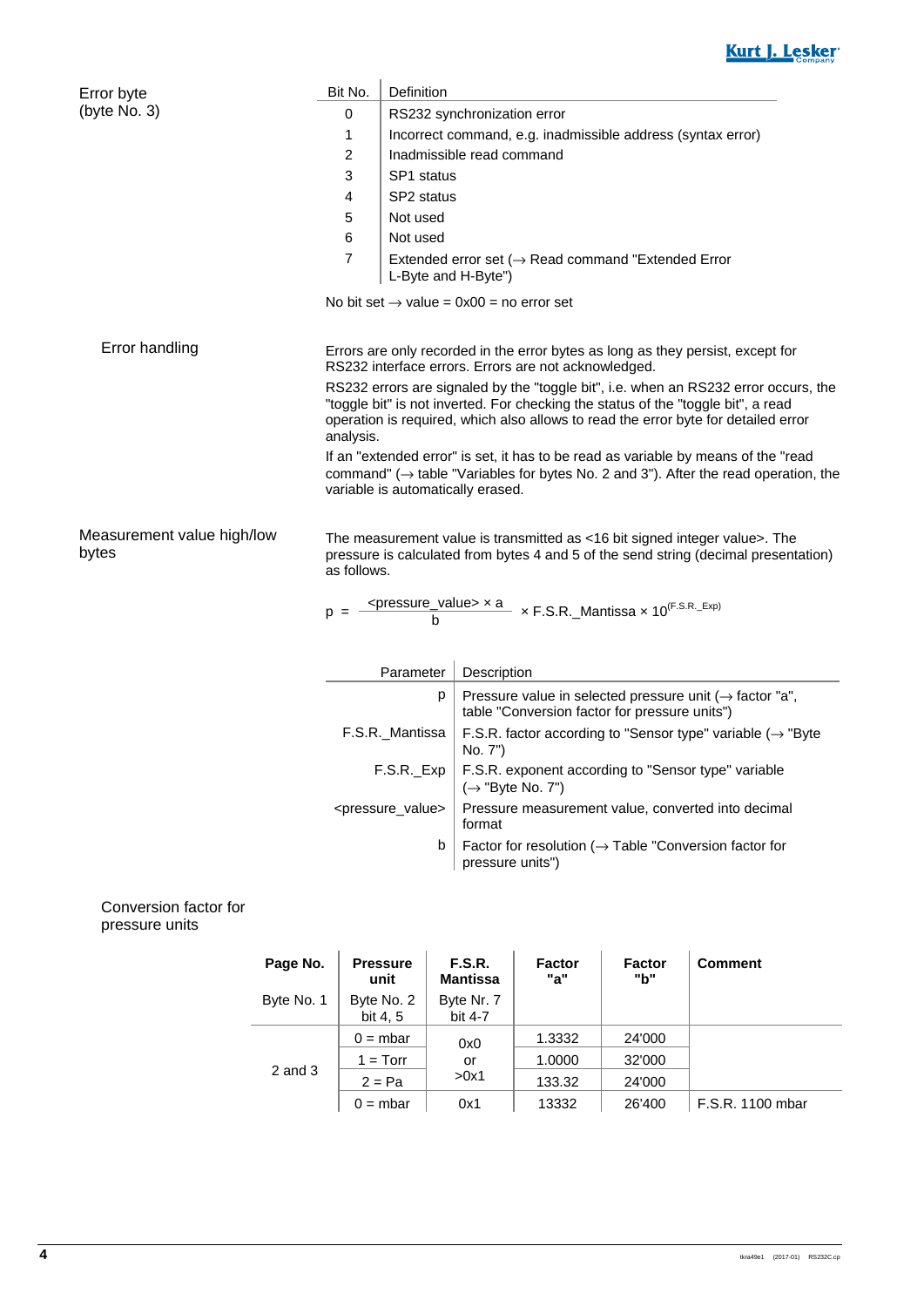## Error byte (byte No. 3)

| Bit No. | Definition |
|---|---|
| 0 | RS232 synchronization error |
| 1 | Incorrect command, e.g. inadmissible address (syntax error) |
| 2 | Inadmissible read command |
| 3 | SP1 status |
| 4 | SP2 status |
| 5 | Not used |
| 6 | Not used |
| 7 | Extended error set (→ Read command "Extended Error L-Byte and H-Byte") |

No bit set → value = 0x00 = no error set

### Error handling

Errors are only recorded in the error bytes as long as they persist, except for RS232 interface errors. Errors are not acknowledged.

RS232 errors are signaled by the "toggle bit", i.e. when an RS232 error occurs, the "toggle bit" is not inverted. For checking the status of the "toggle bit", a read operation is required, which also allows to read the error byte for detailed error analysis.

If an "extended error" is set, it has to be read as variable by means of the "read command" (→ table "Variables for bytes No. 2 and 3"). After the read operation, the variable is automatically erased.

## Measurement value high/low bytes

The measurement value is transmitted as <16 bit signed integer value>. The pressure is calculated from bytes 4 and 5 of the send string (decimal presentation) as follows.

$$p = \frac{\text{<pressure\_value>} \times a}{b} \times \text{F.S.R.\_Mantissa} \times 10^{(\text{F.S.R.\_Exp})}$$

| Parameter | Description |
|---|---|
| p | Pressure value in selected pressure unit (→ factor "a", table "Conversion factor for pressure units") |
| F.S.R._Mantissa | F.S.R. factor according to "Sensor type" variable (→ "Byte No. 7") |
| F.S.R._Exp | F.S.R. exponent according to "Sensor type" variable (→ "Byte No. 7") |
| <pressure_value> | Pressure measurement value, converted into decimal format |
| b | Factor for resolution (→ Table "Conversion factor for pressure units") |

### Conversion factor for pressure units

| **Page No.**<br>Byte No. 1 | **Pressure unit**<br>Byte No. 2 bit 4, 5 | **F.S.R. Mantissa**<br>Byte Nr. 7 bit 4-7 | **Factor "a"** | **Factor "b"** | **Comment** |
|---|---|---|---|---|---|
| 2 and 3 | 0 = mbar | 0x0 or >0x1 | 1.3332 | 24'000 | |
| | 1 = Torr | | 1.0000 | 32'000 | |
| | 2 = Pa | | 133.32 | 24'000 | |
| | 0 = mbar | 0x1 | 13332 | 26'400 | F.S.R. 1100 mbar |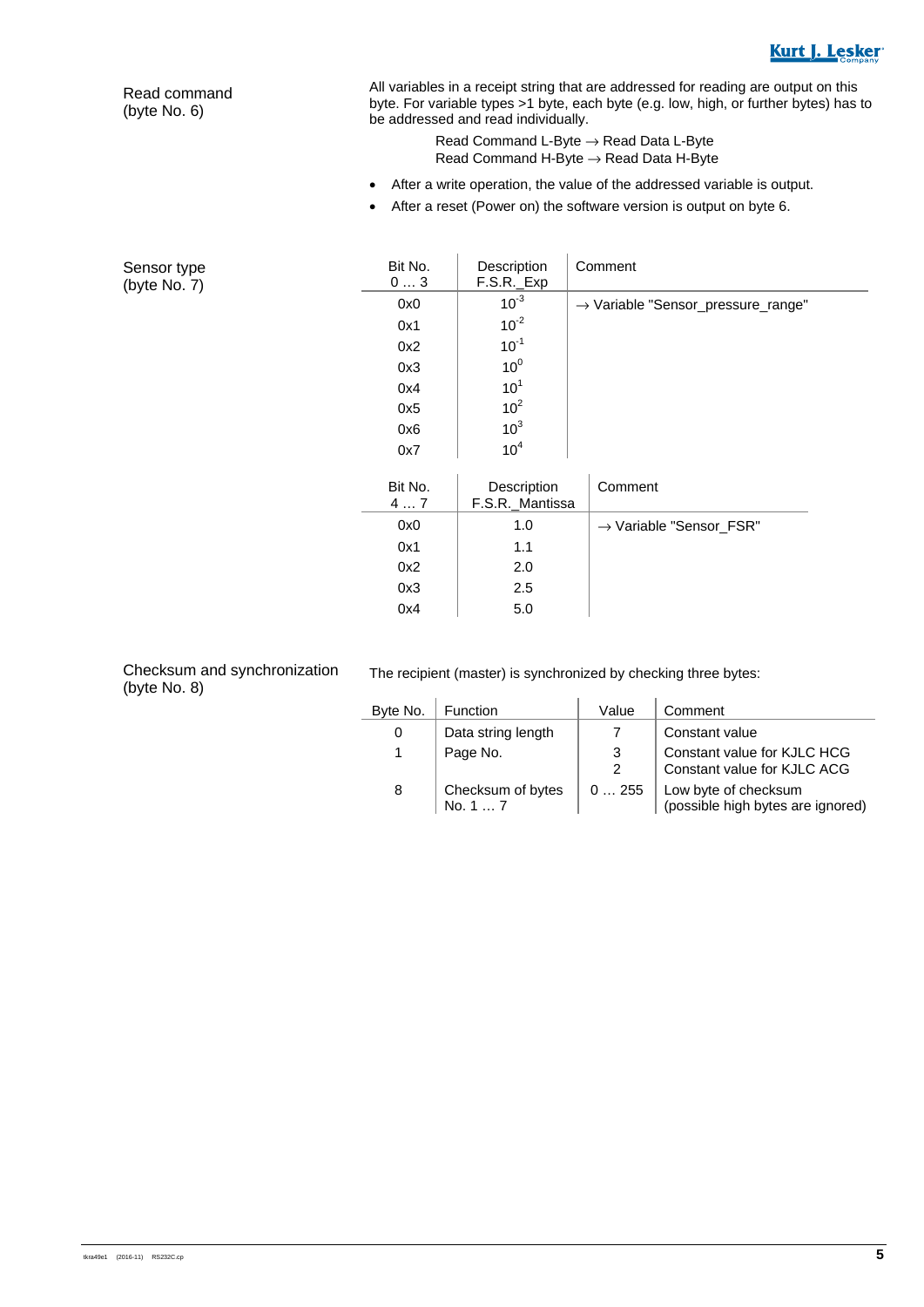**Read command (byte No. 6)**

All variables in a receipt string that are addressed for reading are output on this byte. For variable types >1 byte, each byte (e.g. low, high, or further bytes) has to be addressed and read individually.

Read Command L-Byte → Read Data L-Byte
Read Command H-Byte → Read Data H-Byte

- After a write operation, the value of the addressed variable is output.
- After a reset (Power on) the software version is output on byte 6.

**Sensor type (byte No. 7)**

| Bit No. 0 … 3 | Description F.S.R._Exp | Comment |
|---|---|---|
| 0x0 | $10^{-3}$ | → Variable "Sensor_pressure_range" |
| 0x1 | $10^{-2}$ | |
| 0x2 | $10^{-1}$ | |
| 0x3 | $10^{0}$ | |
| 0x4 | $10^{1}$ | |
| 0x5 | $10^{2}$ | |
| 0x6 | $10^{3}$ | |
| 0x7 | $10^{4}$ | |

| Bit No. 4 … 7 | Description F.S.R._Mantissa | Comment |
|---|---|---|
| 0x0 | 1.0 | → Variable "Sensor_FSR" |
| 0x1 | 1.1 | |
| 0x2 | 2.0 | |
| 0x3 | 2.5 | |
| 0x4 | 5.0 | |

**Checksum and synchronization (byte No. 8)**

The recipient (master) is synchronized by checking three bytes:

| Byte No. | Function | Value | Comment |
|---|---|---|---|
| 0 | Data string length | 7 | Constant value |
| 1 | Page No. | 3<br>2 | Constant value for KJLC HCG<br>Constant value for KJLC ACG |
| 8 | Checksum of bytes No. 1 … 7 | 0 … 255 | Low byte of checksum (possible high bytes are ignored) |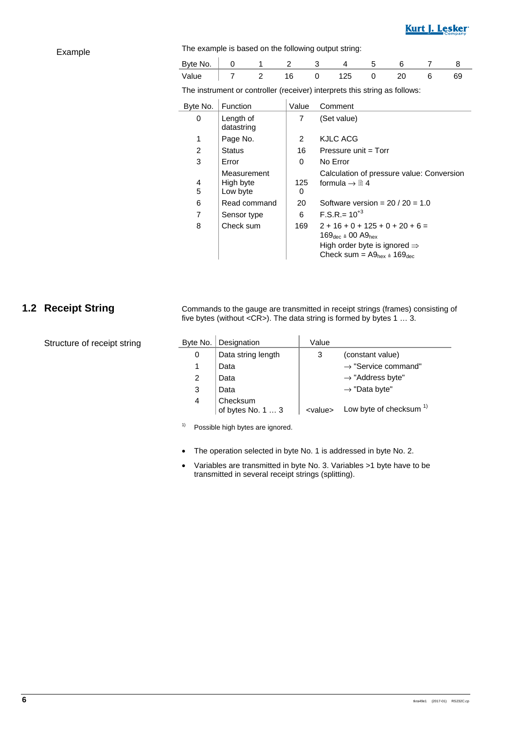Example

The example is based on the following output string:

| Byte No. | 0 | 1 | 2 | 3 | 4 | 5 | 6 | 7 | 8 |
|---|---|---|---|---|---|---|---|---|---|
| Value | 7 | 2 | 16 | 0 | 125 | 0 | 20 | 6 | 69 |

The instrument or controller (receiver) interprets this string as follows:

| Byte No. | Function | Value | Comment |
|---|---|---|---|
| 0 | Length of datastring | 7 | (Set value) |
| 1 | Page No. | 2 | KJLC ACG |
| 2 | Status | 16 | Pressure unit = Torr |
| 3 | Error | 0 | No Error |
| | Measurement | | Calculation of pressure value: Conversion formula → 🖹 4 |
| 4 | High byte | 125 | |
| 5 | Low byte | 0 | |
| 6 | Read command | 20 | Software version = 20 / 20 = 1.0 |
| 7 | Sensor type | 6 | F.S.R.= $10^{+3}$ |
| 8 | Check sum | 169 | 2 + 16 + 0 + 125 + 0 + 20 + 6 = $169_{dec}$ ≙ 00 $A9_{hex}$ High order byte is ignored ⇒ Check sum = $A9_{hex}$ ≙ $169_{dec}$ |

## 1.2 Receipt String

Commands to the gauge are transmitted in receipt strings (frames) consisting of five bytes (without <CR>). The data string is formed by bytes 1 … 3.

Structure of receipt string

| Byte No. | Designation | Value | |
|---|---|---|---|
| 0 | Data string length | 3 | (constant value) |
| 1 | Data | | → "Service command" |
| 2 | Data | | → "Address byte" |
| 3 | Data | | → "Data byte" |
| 4 | Checksum of bytes No. 1 … 3 | <value> | Low byte of checksum [1)] |

[1)] Possible high bytes are ignored.

- The operation selected in byte No. 1 is addressed in byte No. 2.
- Variables are transmitted in byte No. 3. Variables >1 byte have to be transmitted in several receipt strings (splitting).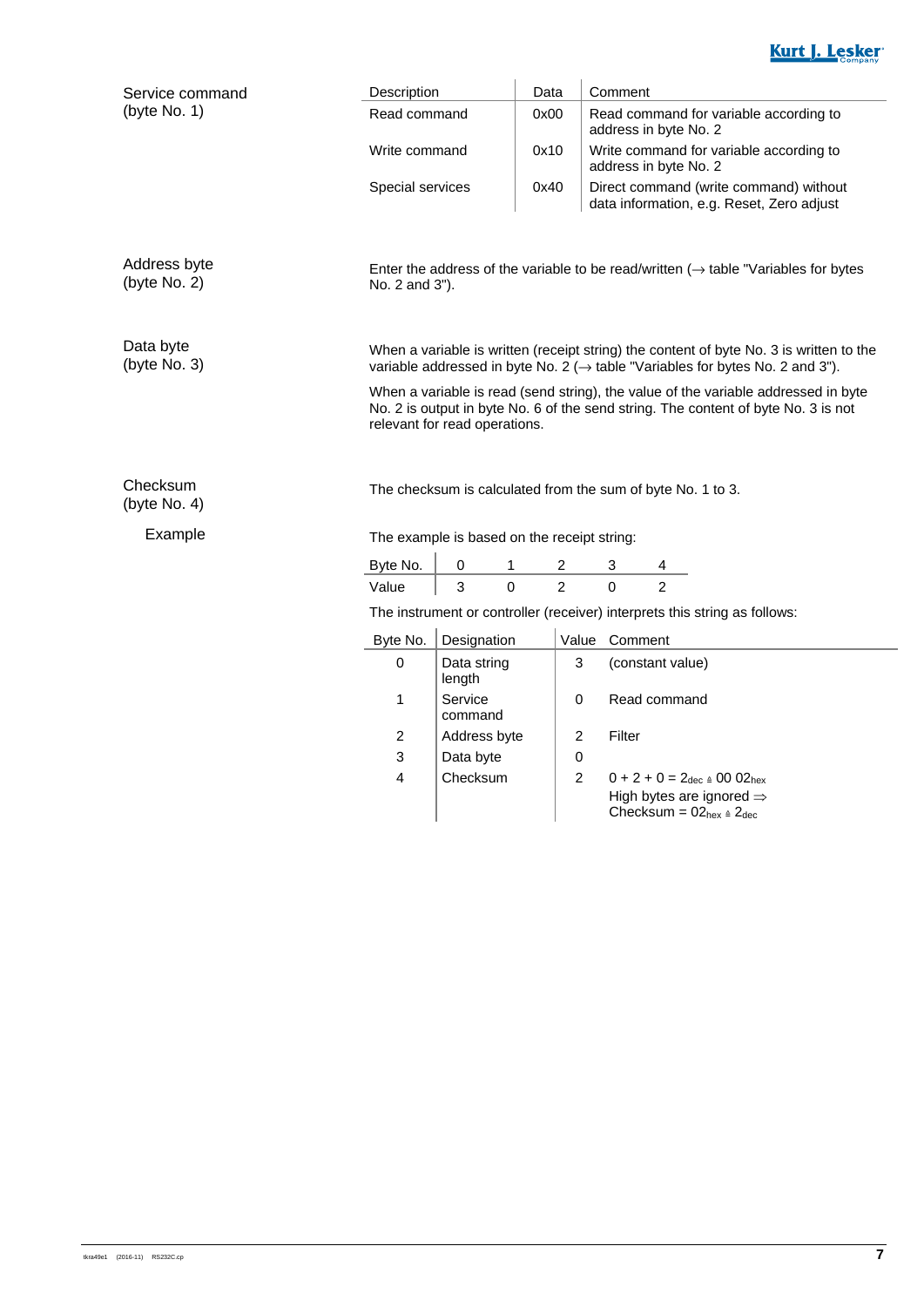**Service command (byte No. 1)**

| Description | Data | Comment |
|---|---|---|
| Read command | 0x00 | Read command for variable according to address in byte No. 2 |
| Write command | 0x10 | Write command for variable according to address in byte No. 2 |
| Special services | 0x40 | Direct command (write command) without data information, e.g. Reset, Zero adjust |

**Address byte (byte No. 2)**

Enter the address of the variable to be read/written (→ table "Variables for bytes No. 2 and 3").

**Data byte (byte No. 3)**

When a variable is written (receipt string) the content of byte No. 3 is written to the variable addressed in byte No. 2 (→ table "Variables for bytes No. 2 and 3").

When a variable is read (send string), the value of the variable addressed in byte No. 2 is output in byte No. 6 of the send string. The content of byte No. 3 is not relevant for read operations.

**Checksum (byte No. 4)**

The checksum is calculated from the sum of byte No. 1 to 3.

**Example**

The example is based on the receipt string:

| Byte No. | 0 | 1 | 2 | 3 | 4 |
|---|---|---|---|---|---|
| Value | 3 | 0 | 2 | 0 | 2 |

The instrument or controller (receiver) interprets this string as follows:

| Byte No. | Designation | Value | Comment |
|---|---|---|---|
| 0 | Data string length | 3 | (constant value) |
| 1 | Service command | 0 | Read command |
| 2 | Address byte | 2 | Filter |
| 3 | Data byte | 0 | |
| 4 | Checksum | 2 | $0 + 2 + 0 = 2_{dec} \triangleq 00\ 02_{hex}$ High bytes are ignored ⇒ Checksum = $02_{hex} \triangleq 2_{dec}$ |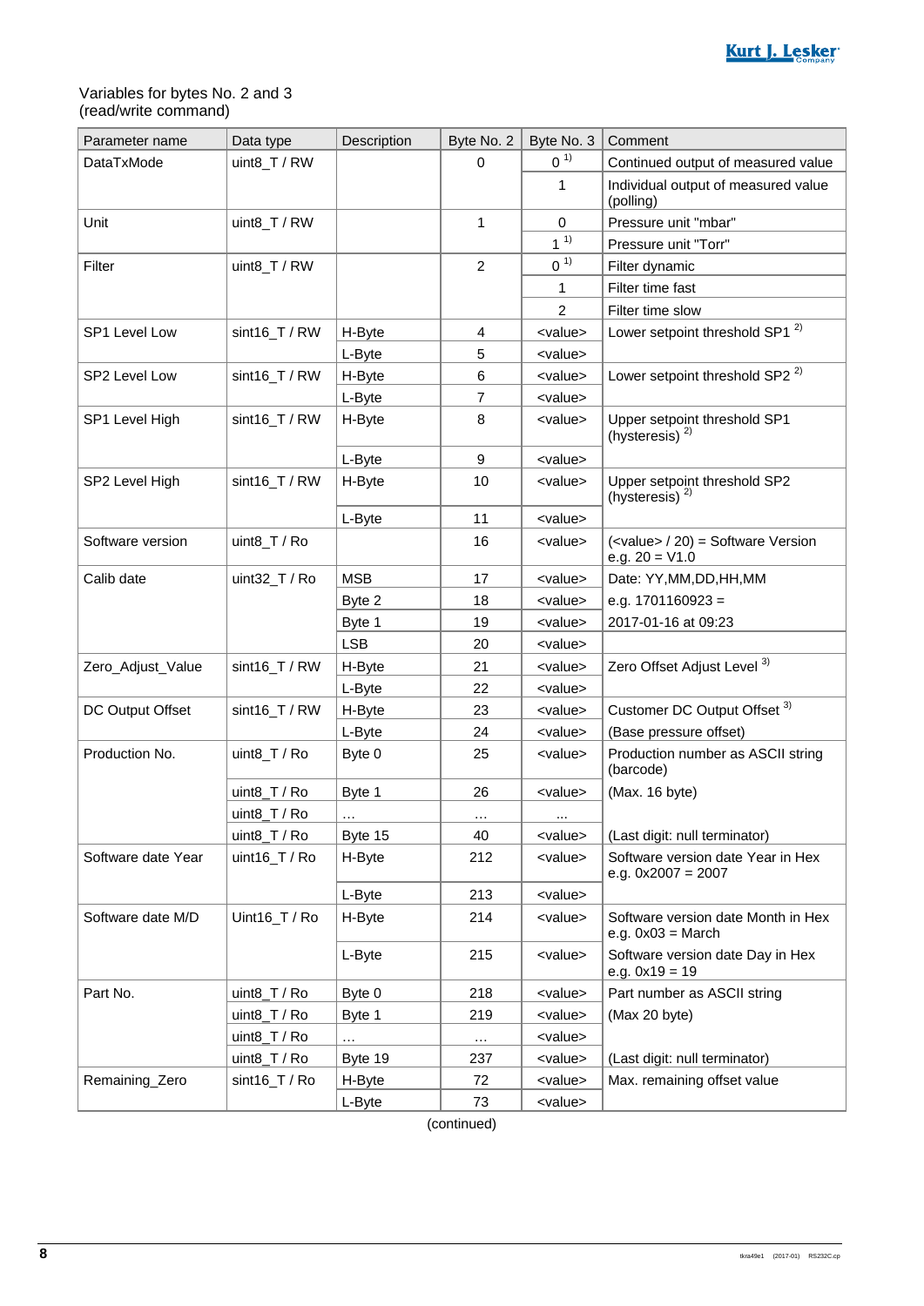Variables for bytes No. 2 and 3
(read/write command)

| Parameter name | Data type | Description | Byte No. 2 | Byte No. 3 | Comment |
|---|---|---|---|---|---|
| DataTxMode | uint8_T / RW | | 0 | 0 [1)] | Continued output of measured value |
| | | | | 1 | Individual output of measured value (polling) |
| Unit | uint8_T / RW | | 1 | 0 | Pressure unit "mbar" |
| | | | | 1 [1)] | Pressure unit "Torr" |
| Filter | uint8_T / RW | | 2 | 0 [1)] | Filter dynamic |
| | | | | 1 | Filter time fast |
| | | | | 2 | Filter time slow |
| SP1 Level Low | sint16_T / RW | H-Byte | 4 | <value> | Lower setpoint threshold SP1 [2)] |
| | | L-Byte | 5 | <value> | |
| SP2 Level Low | sint16_T / RW | H-Byte | 6 | <value> | Lower setpoint threshold SP2 [2)] |
| | | L-Byte | 7 | <value> | |
| SP1 Level High | sint16_T / RW | H-Byte | 8 | <value> | Upper setpoint threshold SP1 (hysteresis) [2)] |
| | | L-Byte | 9 | <value> | |
| SP2 Level High | sint16_T / RW | H-Byte | 10 | <value> | Upper setpoint threshold SP2 (hysteresis) [2)] |
| | | L-Byte | 11 | <value> | |
| Software version | uint8_T / Ro | | 16 | <value> | (<value> / 20) = Software Version e.g. 20 = V1.0 |
| Calib date | uint32_T / Ro | MSB | 17 | <value> | Date: YY,MM,DD,HH,MM |
| | | Byte 2 | 18 | <value> | e.g. 1701160923 = |
| | | Byte 1 | 19 | <value> | 2017-01-16 at 09:23 |
| | | LSB | 20 | <value> | |
| Zero_Adjust_Value | sint16_T / RW | H-Byte | 21 | <value> | Zero Offset Adjust Level [3)] |
| | | L-Byte | 22 | <value> | |
| DC Output Offset | sint16_T / RW | H-Byte | 23 | <value> | Customer DC Output Offset [3)] |
| | | L-Byte | 24 | <value> | (Base pressure offset) |
| Production No. | uint8_T / Ro | Byte 0 | 25 | <value> | Production number as ASCII string (barcode) |
| | uint8_T / Ro | Byte 1 | 26 | <value> | (Max. 16 byte) |
| | uint8_T / Ro | … | … | … | |
| | uint8_T / Ro | Byte 15 | 40 | <value> | (Last digit: null terminator) |
| Software date Year | uint16_T / Ro | H-Byte | 212 | <value> | Software version date Year in Hex e.g. 0x2007 = 2007 |
| | | L-Byte | 213 | <value> | |
| Software date M/D | Uint16_T / Ro | H-Byte | 214 | <value> | Software version date Month in Hex e.g. 0x03 = March |
| | | L-Byte | 215 | <value> | Software version date Day in Hex e.g. 0x19 = 19 |
| Part No. | uint8_T / Ro | Byte 0 | 218 | <value> | Part number as ASCII string |
| | uint8_T / Ro | Byte 1 | 219 | <value> | (Max 20 byte) |
| | uint8_T / Ro | … | … | <value> | |
| | uint8_T / Ro | Byte 19 | 237 | <value> | (Last digit: null terminator) |
| Remaining_Zero | sint16_T / Ro | H-Byte | 72 | <value> | Max. remaining offset value |
| | | L-Byte | 73 | <value> | |

(continued)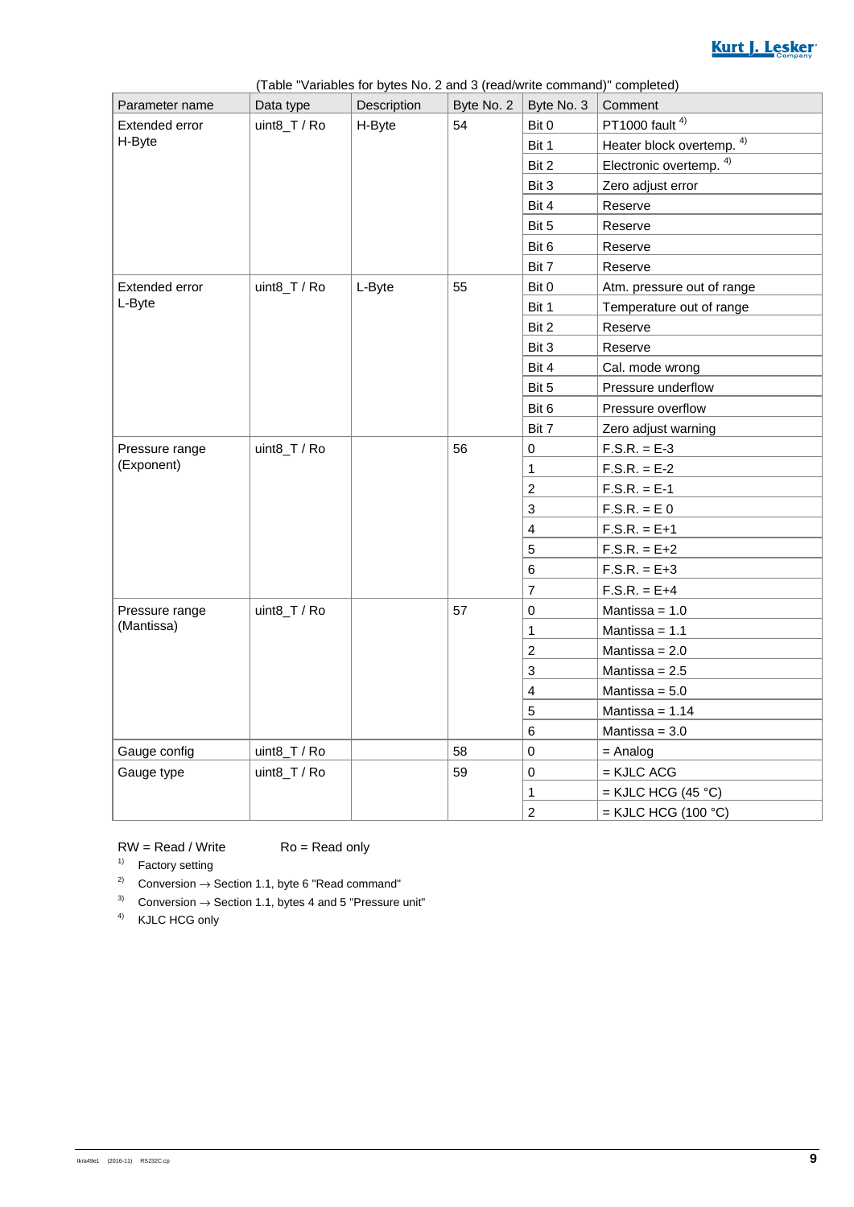(Table "Variables for bytes No. 2 and 3 (read/write command)" completed)

| Parameter name | Data type | Description | Byte No. 2 | Byte No. 3 | Comment |
|---|---|---|---|---|---|
| Extended error H-Byte | uint8_T / Ro | H-Byte | 54 | Bit 0 | PT1000 fault [4] |
| | | | | Bit 1 | Heater block overtemp. [4] |
| | | | | Bit 2 | Electronic overtemp. [4] |
| | | | | Bit 3 | Zero adjust error |
| | | | | Bit 4 | Reserve |
| | | | | Bit 5 | Reserve |
| | | | | Bit 6 | Reserve |
| | | | | Bit 7 | Reserve |
| Extended error L-Byte | uint8_T / Ro | L-Byte | 55 | Bit 0 | Atm. pressure out of range |
| | | | | Bit 1 | Temperature out of range |
| | | | | Bit 2 | Reserve |
| | | | | Bit 3 | Reserve |
| | | | | Bit 4 | Cal. mode wrong |
| | | | | Bit 5 | Pressure underflow |
| | | | | Bit 6 | Pressure overflow |
| | | | | Bit 7 | Zero adjust warning |
| Pressure range (Exponent) | uint8_T / Ro | | 56 | 0 | F.S.R. = E-3 |
| | | | | 1 | F.S.R. = E-2 |
| | | | | 2 | F.S.R. = E-1 |
| | | | | 3 | F.S.R. = E 0 |
| | | | | 4 | F.S.R. = E+1 |
| | | | | 5 | F.S.R. = E+2 |
| | | | | 6 | F.S.R. = E+3 |
| | | | | 7 | F.S.R. = E+4 |
| Pressure range (Mantissa) | uint8_T / Ro | | 57 | 0 | Mantissa = 1.0 |
| | | | | 1 | Mantissa = 1.1 |
| | | | | 2 | Mantissa = 2.0 |
| | | | | 3 | Mantissa = 2.5 |
| | | | | 4 | Mantissa = 5.0 |
| | | | | 5 | Mantissa = 1.14 |
| | | | | 6 | Mantissa = 3.0 |
| Gauge config | uint8_T / Ro | | 58 | 0 | = Analog |
| Gauge type | uint8_T / Ro | | 59 | 0 | = KJLC ACG |
| | | | | 1 | = KJLC HCG (45 °C) |
| | | | | 2 | = KJLC HCG (100 °C) |

RW = Read / Write    Ro = Read only

[1] Factory setting

[2] Conversion → Section 1.1, byte 6 "Read command"

[3] Conversion → Section 1.1, bytes 4 and 5 "Pressure unit"

[4] KJLC HCG only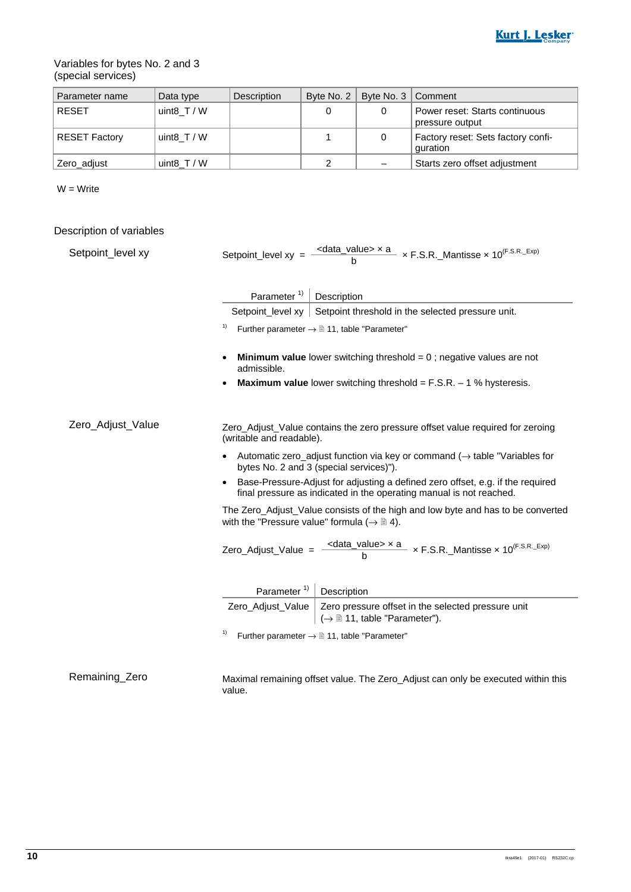Variables for bytes No. 2 and 3
(special services)

| Parameter name | Data type | Description | Byte No. 2 | Byte No. 3 | Comment |
|---|---|---|---|---|---|
| RESET | uint8_T / W | | 0 | 0 | Power reset: Starts continuous pressure output |
| RESET Factory | uint8_T / W | | 1 | 0 | Factory reset: Sets factory configuration |
| Zero_adjust | uint8_T / W | | 2 | – | Starts zero offset adjustment |

W = Write

## Description of variables

### Setpoint_level xy

$$\text{Setpoint\_level xy} = \frac{\text{<data\_value>} \times a}{b} \times \text{F.S.R.\_Mantisse} \times 10^{(\text{F.S.R.\_Exp})}$$

| Parameter [1] | Description |
|---|---|
| Setpoint_level xy | Setpoint threshold in the selected pressure unit. |

[1] Further parameter → 🗎 11, table "Parameter"

- **Minimum value** lower switching threshold = 0 ; negative values are not admissible.
- **Maximum value** lower switching threshold = F.S.R. – 1 % hysteresis.

### Zero_Adjust_Value

Zero_Adjust_Value contains the zero pressure offset value required for zeroing (writable and readable).

- Automatic zero_adjust function via key or command (→ table "Variables for bytes No. 2 and 3 (special services)").
- Base-Pressure-Adjust for adjusting a defined zero offset, e.g. if the required final pressure as indicated in the operating manual is not reached.

The Zero_Adjust_Value consists of the high and low byte and has to be converted with the "Pressure value" formula (→ 🗎 4).

$$\text{Zero\_Adjust\_Value} = \frac{\text{<data\_value>} \times a}{b} \times \text{F.S.R.\_Mantisse} \times 10^{(\text{F.S.R.\_Exp})}$$

| Parameter [1] | Description |
|---|---|
| Zero_Adjust_Value | Zero pressure offset in the selected pressure unit (→ 🗎 11, table "Parameter"). |

[1] Further parameter → 🗎 11, table "Parameter"

### Remaining_Zero

Maximal remaining offset value. The Zero_Adjust can only be executed within this value.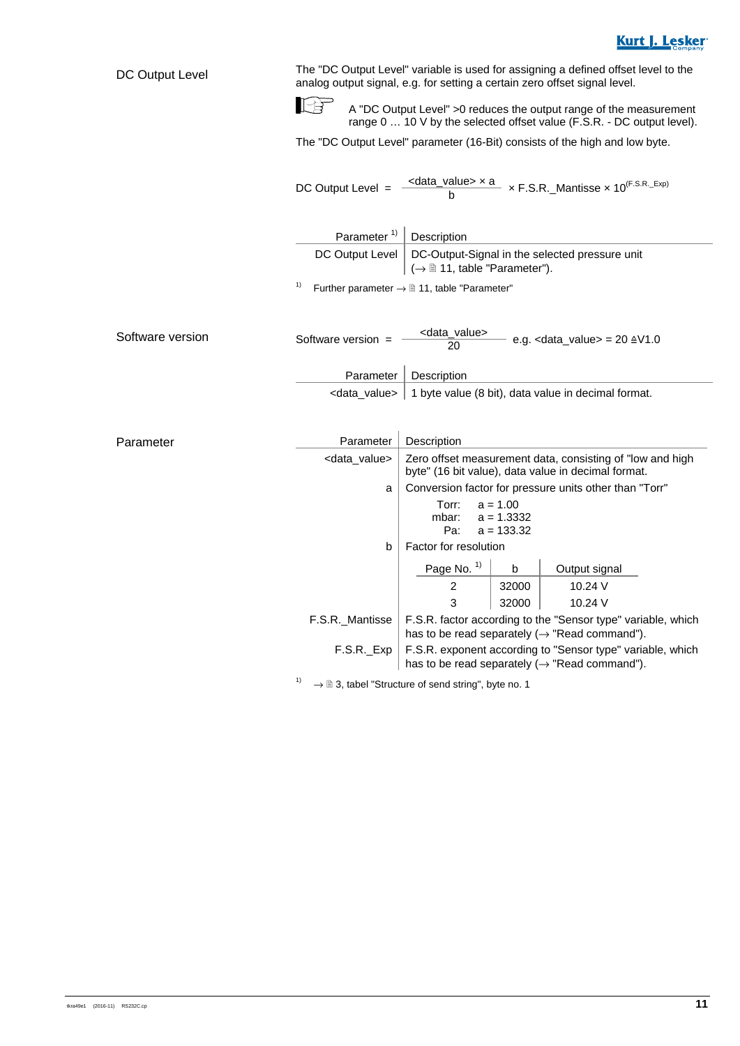## DC Output Level

The "DC Output Level" variable is used for assigning a defined offset level to the analog output signal, e.g. for setting a certain zero offset signal level.

☞ A "DC Output Level" >0 reduces the output range of the measurement range 0 … 10 V by the selected offset value (F.S.R. - DC output level).

The "DC Output Level" parameter (16-Bit) consists of the high and low byte.

$$\text{DC Output Level} = \frac{\text{<data\_value>} \times a}{b} \times \text{F.S.R.\_Mantisse} \times 10^{(\text{F.S.R.\_Exp})}$$

| Parameter [1) ] | Description |
|---|---|
| DC Output Level | DC-Output-Signal in the selected pressure unit (→ 🗎 11, table "Parameter"). |

[1)] Further parameter → 🗎 11, table "Parameter"

## Software version

$$\text{Software version} = \frac{\text{<data\_value>}}{20}$$ e.g. <data_value> = 20 ≙V1.0

| Parameter | Description |
|---|---|
| <data_value> | 1 byte value (8 bit), data value in decimal format. |

## Parameter

| Parameter | Description |
|---|---|
| <data_value> | Zero offset measurement data, consisting of "low and high byte" (16 bit value), data value in decimal format. |
| a | Conversion factor for pressure units other than "Torr"<br>Torr: a = 1.00<br>mbar: a = 1.3332<br>Pa: a = 133.32 |
| b | Factor for resolution<br>Page No. [1)] / b / Output signal:<br>2 / 32000 / 10.24 V<br>3 / 32000 / 10.24 V |
| F.S.R._Mantisse | F.S.R. factor according to the "Sensor type" variable, which has to be read separately (→ "Read command"). |
| F.S.R._Exp | F.S.R. exponent according to the "Sensor type" variable, which has to be read separately (→ "Read command"). |

| Page No. [1)] | b | Output signal |
|---|---|---|
| 2 | 32000 | 10.24 V |
| 3 | 32000 | 10.24 V |

[1)] → 🗎 3, tabel "Structure of send string", byte no. 1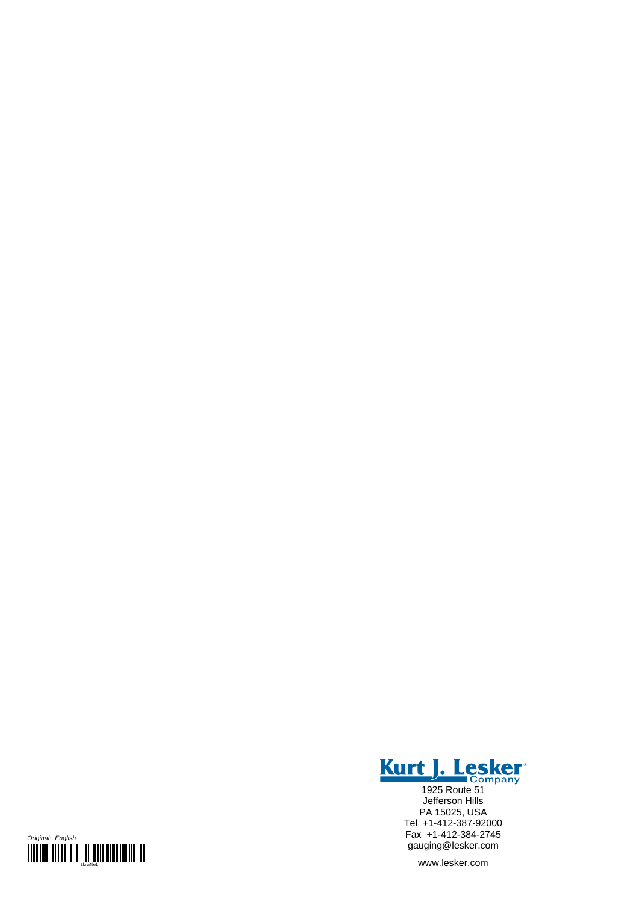Kurt J. Lesker Company

1925 Route 51
Jefferson Hills
PA 15025, USA
Tel +1-412-387-92000
Fax +1-412-384-2745
gauging@lesker.com

www.lesker.com

*Original: English*

tkra49e1